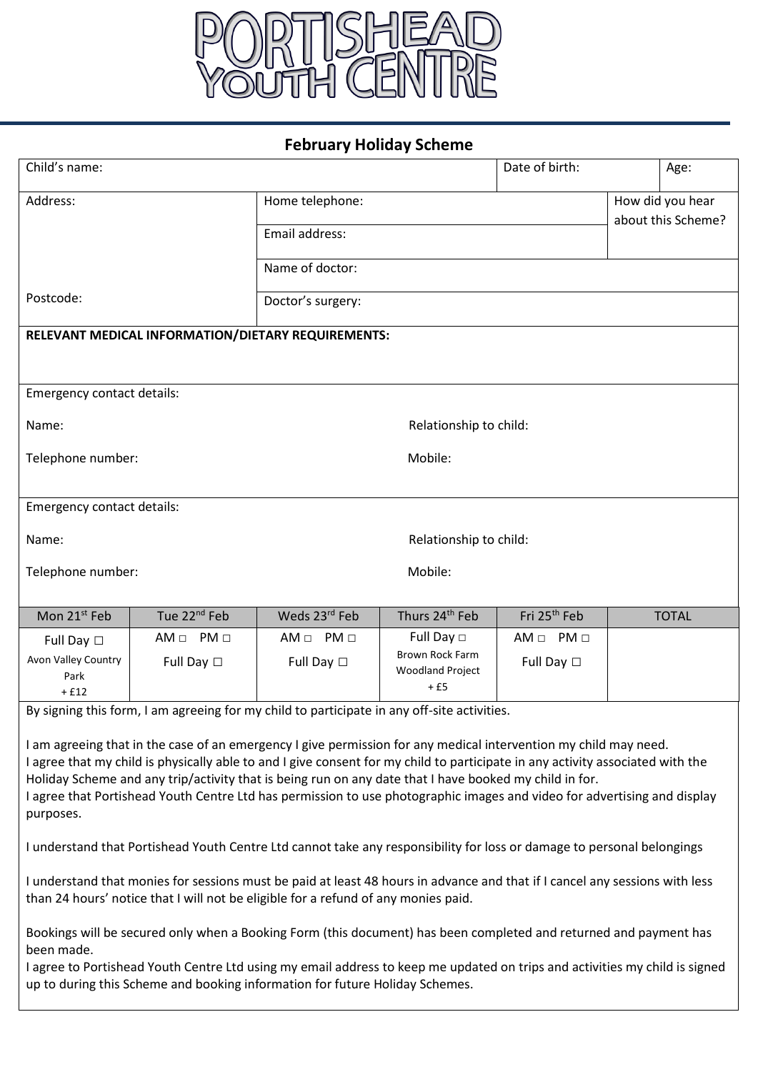# PORTISHEAD YOUTH CENTRE

## February Holiday Scheme

| Child's name: | | | Date of birth: | Age: |
|---|---|---|---|---|
| Address: | Home telephone: | | How did you hear about this Scheme? | |
| | Email address: | | | |
| | Name of doctor: | | | |
| Postcode: | Doctor's surgery: | | | |

**RELEVANT MEDICAL INFORMATION/DIETARY REQUIREMENTS:**

Emergency contact details:

Name: Relationship to child:

Telephone number: Mobile:

Emergency contact details:

Name: Relationship to child:

Telephone number: Mobile:

| Mon 21st Feb | Tue 22nd Feb | Weds 23rd Feb | Thurs 24th Feb | Fri 25th Feb | TOTAL |
|---|---|---|---|---|---|
| Full Day ☐ Avon Valley Country Park + £12 | AM ☐ PM ☐ Full Day ☐ | AM ☐ PM ☐ Full Day ☐ | Full Day ☐ Brown Rock Farm Woodland Project + £5 | AM ☐ PM ☐ Full Day ☐ | |

By signing this form, I am agreeing for my child to participate in any off-site activities.

I am agreeing that in the case of an emergency I give permission for any medical intervention my child may need.
I agree that my child is physically able to and I give consent for my child to participate in any activity associated with the Holiday Scheme and any trip/activity that is being run on any date that I have booked my child in for.
I agree that Portishead Youth Centre Ltd has permission to use photographic images and video for advertising and display purposes.

I understand that Portishead Youth Centre Ltd cannot take any responsibility for loss or damage to personal belongings

I understand that monies for sessions must be paid at least 48 hours in advance and that if I cancel any sessions with less than 24 hours' notice that I will not be eligible for a refund of any monies paid.

Bookings will be secured only when a Booking Form (this document) has been completed and returned and payment has been made.
I agree to Portishead Youth Centre Ltd using my email address to keep me updated on trips and activities my child is signed up to during this Scheme and booking information for future Holiday Schemes.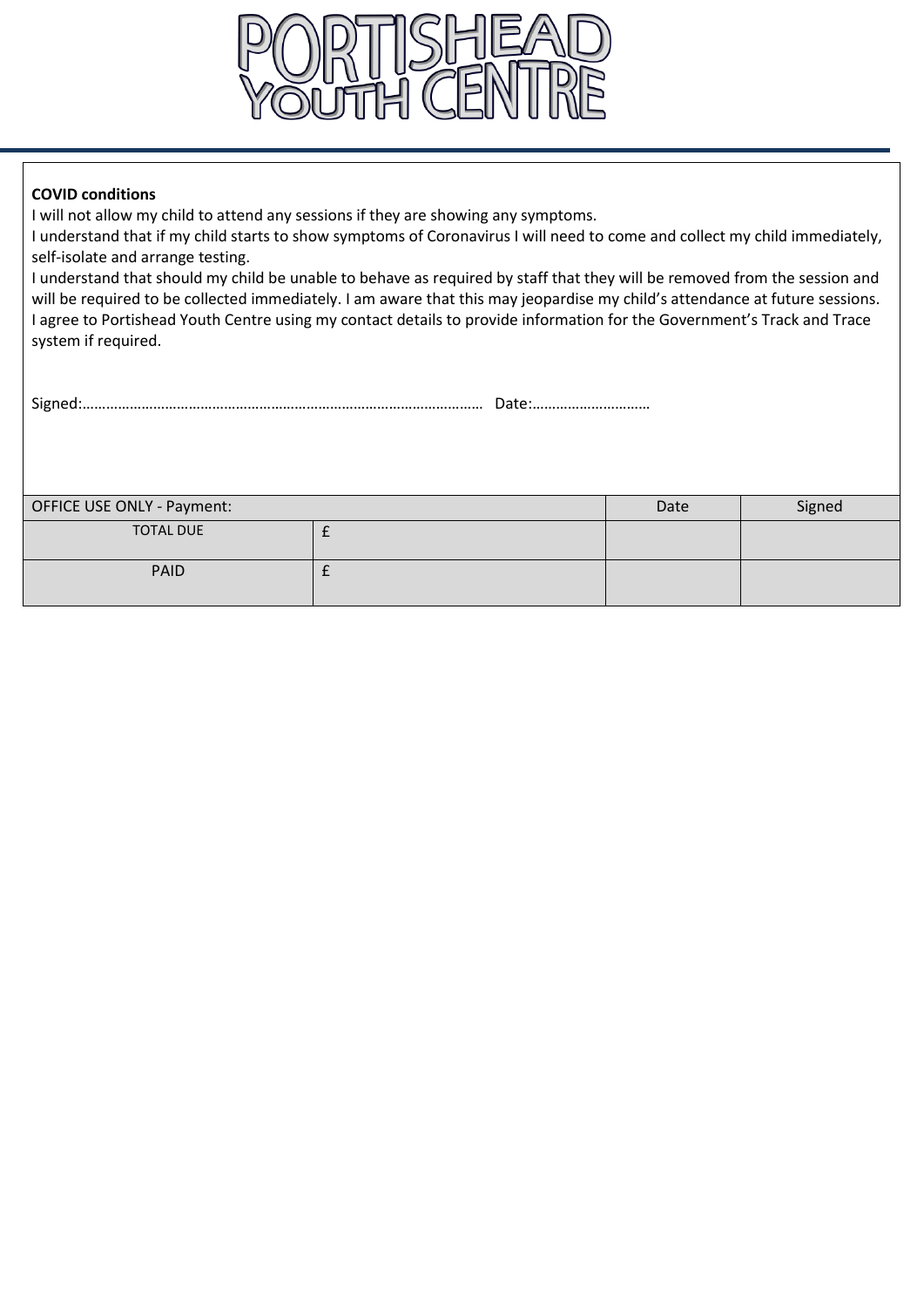# PORTISHEAD YOUTH CENTRE

**COVID conditions**

I will not allow my child to attend any sessions if they are showing any symptoms.

I understand that if my child starts to show symptoms of Coronavirus I will need to come and collect my child immediately, self-isolate and arrange testing.

I understand that should my child be unable to behave as required by staff that they will be removed from the session and will be required to be collected immediately. I am aware that this may jeopardise my child's attendance at future sessions.

I agree to Portishead Youth Centre using my contact details to provide information for the Government's Track and Trace system if required.

Signed:………………………………………………………………………………………… Date:…………………………

| OFFICE USE ONLY - Payment: | | Date | Signed |
|---|---|---|---|
| TOTAL DUE | £ | | |
| PAID | £ | | |